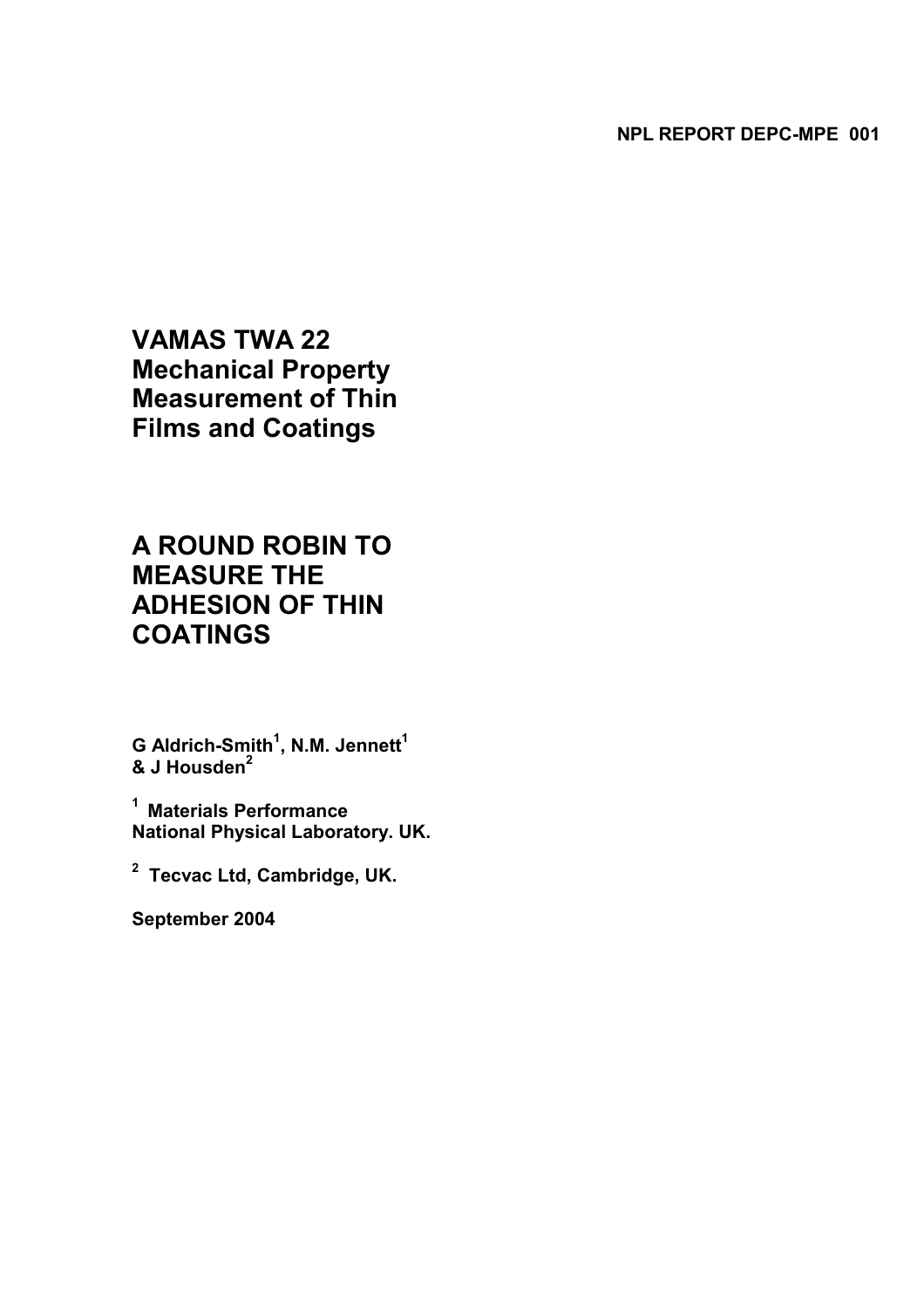NPL REPORT DEPC-MPE 001

# VAMAS TWA 22 Mechanical Property Measurement of Thin Films and Coatings

# A ROUND ROBIN TO MEASURE THE ADHESION OF THIN COATINGS

**G Aldrich-Smith[1], N.M. Jennett[1] & J Housden[2]**

**[1] Materials Performance National Physical Laboratory. UK.**

**[2] Tecvac Ltd, Cambridge, UK.**

**September 2004**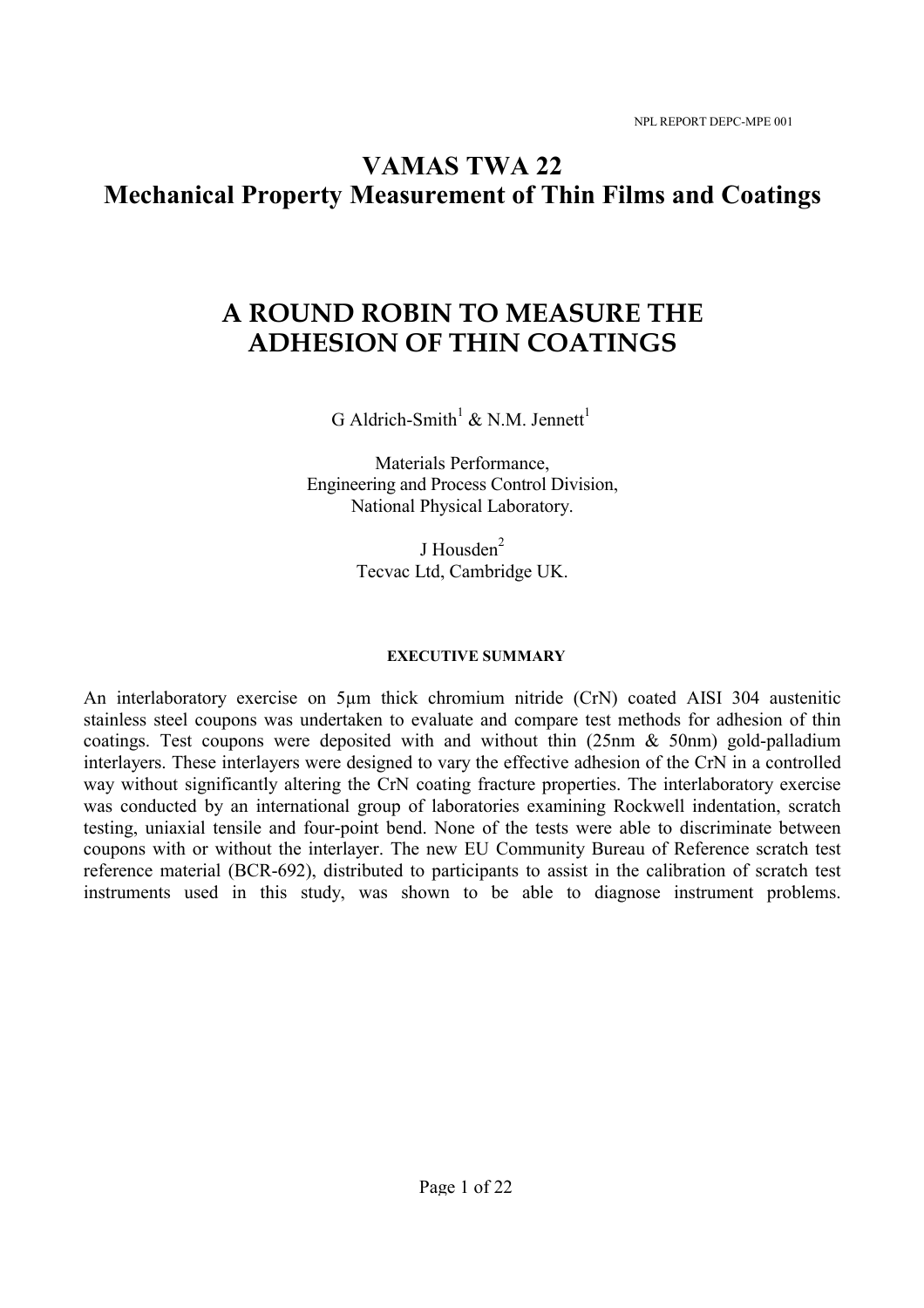# VAMAS TWA 22
## Mechanical Property Measurement of Thin Films and Coatings

# A ROUND ROBIN TO MEASURE THE ADHESION OF THIN COATINGS

G Aldrich-Smith[1] & N.M. Jennett[1]

Materials Performance,
Engineering and Process Control Division,
National Physical Laboratory.

J Housden[2]
Tecvac Ltd, Cambridge UK.

#### EXECUTIVE SUMMARY

An interlaboratory exercise on 5µm thick chromium nitride (CrN) coated AISI 304 austenitic stainless steel coupons was undertaken to evaluate and compare test methods for adhesion of thin coatings. Test coupons were deposited with and without thin (25nm & 50nm) gold-palladium interlayers. These interlayers were designed to vary the effective adhesion of the CrN in a controlled way without significantly altering the CrN coating fracture properties. The interlaboratory exercise was conducted by an international group of laboratories examining Rockwell indentation, scratch testing, uniaxial tensile and four-point bend. None of the tests were able to discriminate between coupons with or without the interlayer. The new EU Community Bureau of Reference scratch test reference material (BCR-692), distributed to participants to assist in the calibration of scratch test instruments used in this study, was shown to be able to diagnose instrument problems.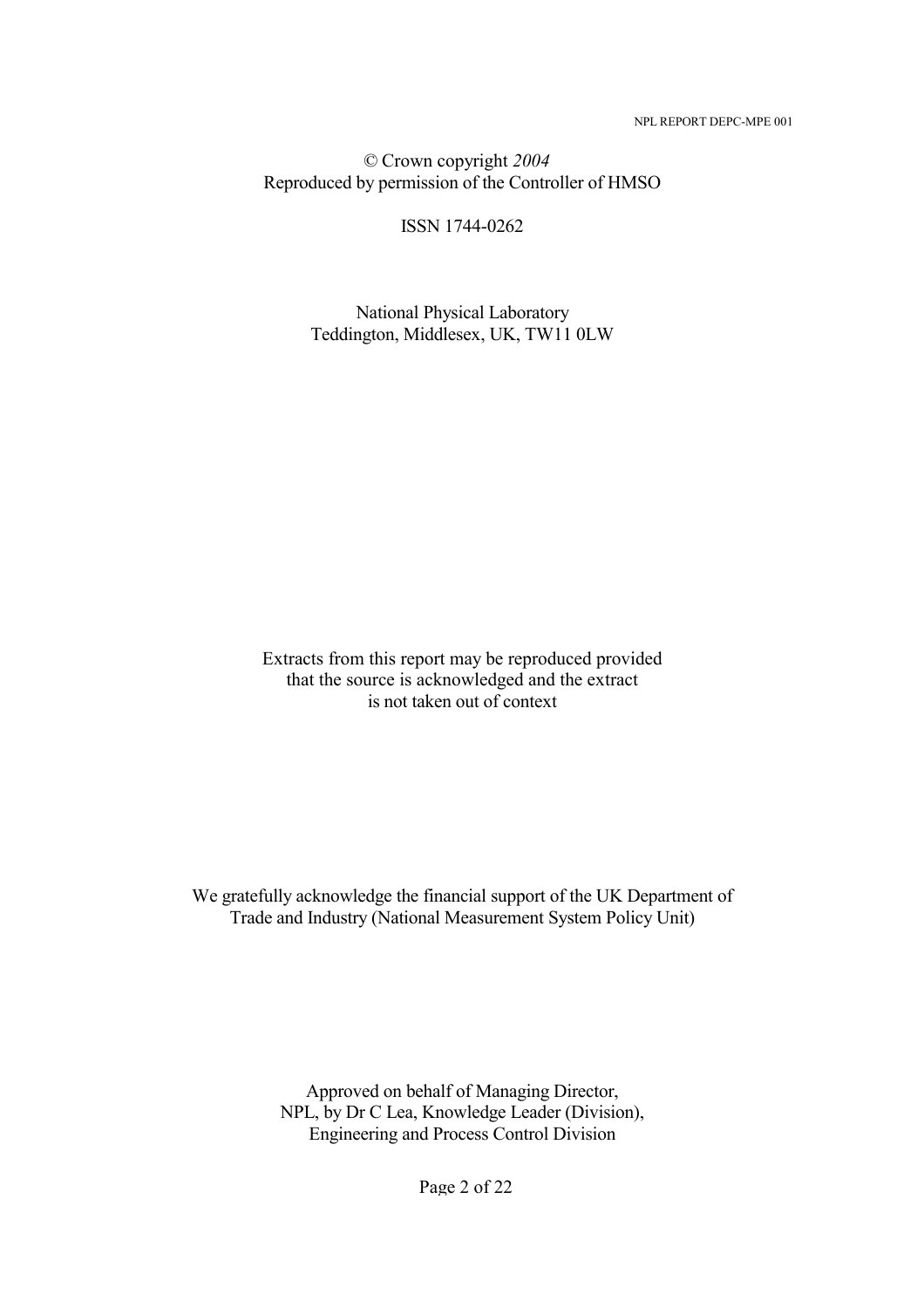© Crown copyright *2004*
Reproduced by permission of the Controller of HMSO

ISSN 1744-0262

National Physical Laboratory
Teddington, Middlesex, UK, TW11 0LW

Extracts from this report may be reproduced provided that the source is acknowledged and the extract is not taken out of context

We gratefully acknowledge the financial support of the UK Department of Trade and Industry (National Measurement System Policy Unit)

Approved on behalf of Managing Director,
NPL, by Dr C Lea, Knowledge Leader (Division),
Engineering and Process Control Division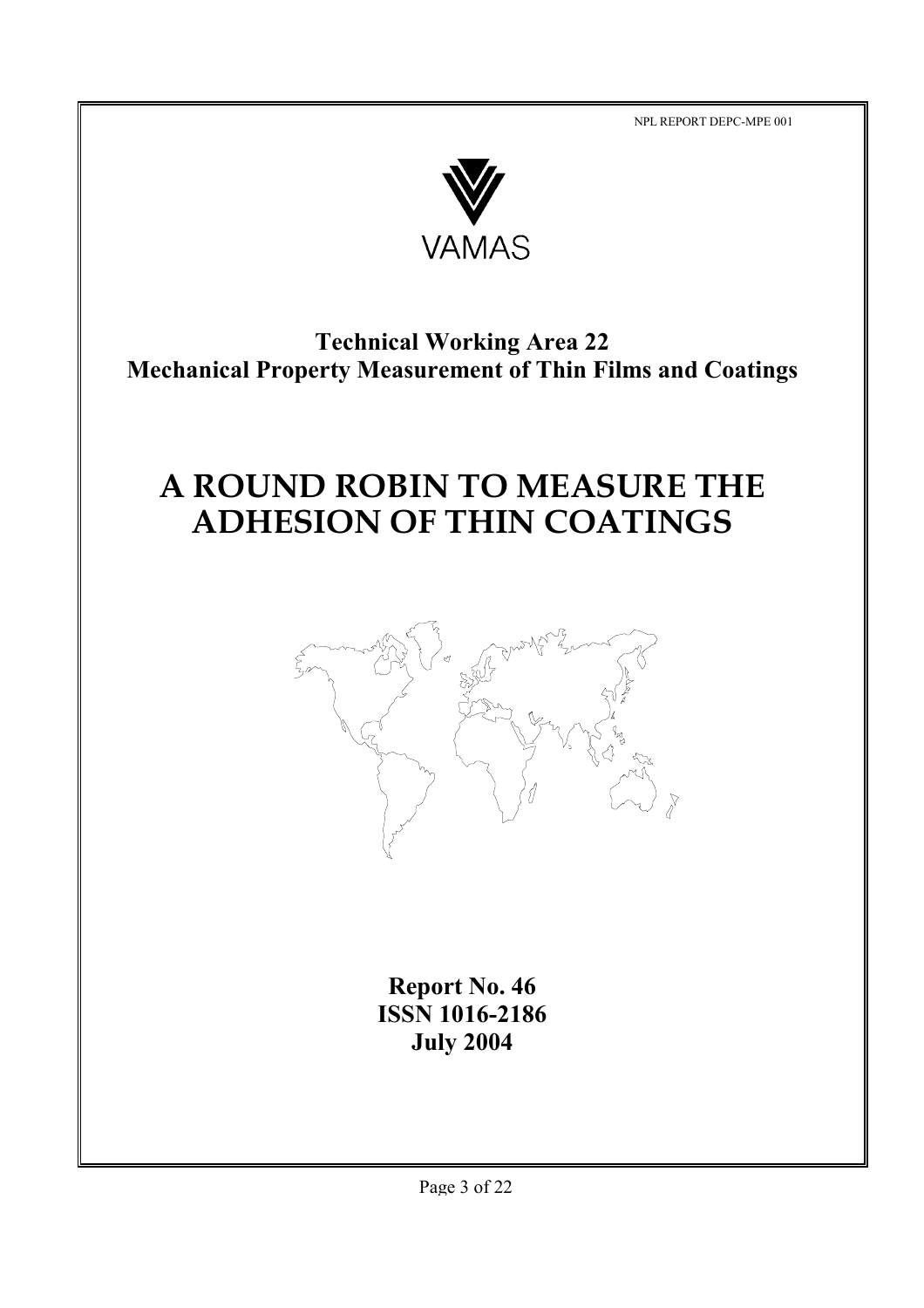NPL REPORT DEPC-MPE 001

VAMAS

**Technical Working Area 22**
**Mechanical Property Measurement of Thin Films and Coatings**

# A ROUND ROBIN TO MEASURE THE ADHESION OF THIN COATINGS

**Report No. 46**
**ISSN 1016-2186**
**July 2004**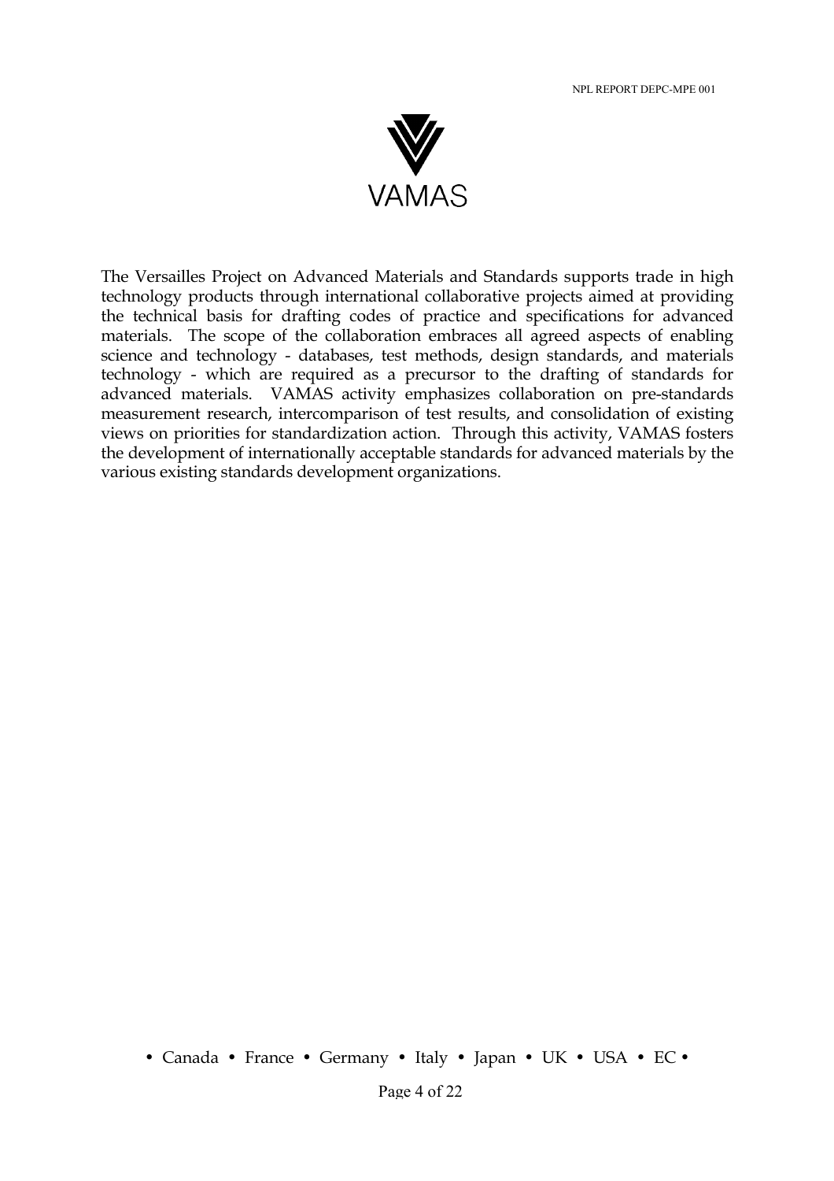VAMAS

The Versailles Project on Advanced Materials and Standards supports trade in high technology products through international collaborative projects aimed at providing the technical basis for drafting codes of practice and specifications for advanced materials. The scope of the collaboration embraces all agreed aspects of enabling science and technology - databases, test methods, design standards, and materials technology - which are required as a precursor to the drafting of standards for advanced materials. VAMAS activity emphasizes collaboration on pre-standards measurement research, intercomparison of test results, and consolidation of existing views on priorities for standardization action. Through this activity, VAMAS fosters the development of internationally acceptable standards for advanced materials by the various existing standards development organizations.

• Canada • France • Germany • Italy • Japan • UK • USA • EC •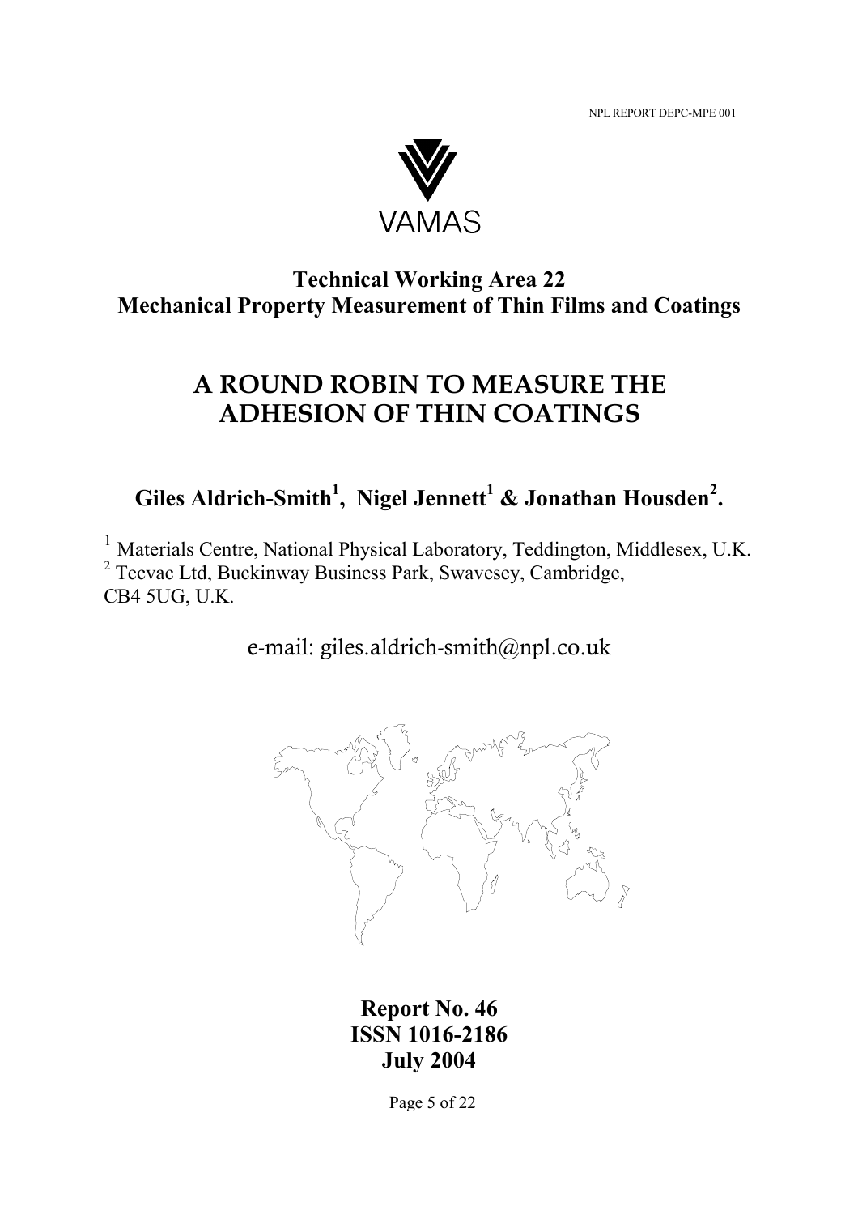# VAMAS

## Technical Working Area 22
## Mechanical Property Measurement of Thin Films and Coatings

# A ROUND ROBIN TO MEASURE THE ADHESION OF THIN COATINGS

**Giles Aldrich-Smith[1], Nigel Jennett[1] & Jonathan Housden[2].**

[1] Materials Centre, National Physical Laboratory, Teddington, Middlesex, U.K.
[2] Tecvac Ltd, Buckinway Business Park, Swavesey, Cambridge, CB4 5UG, U.K.

e-mail: giles.aldrich-smith@npl.co.uk

**Report No. 46**
**ISSN 1016-2186**
**July 2004**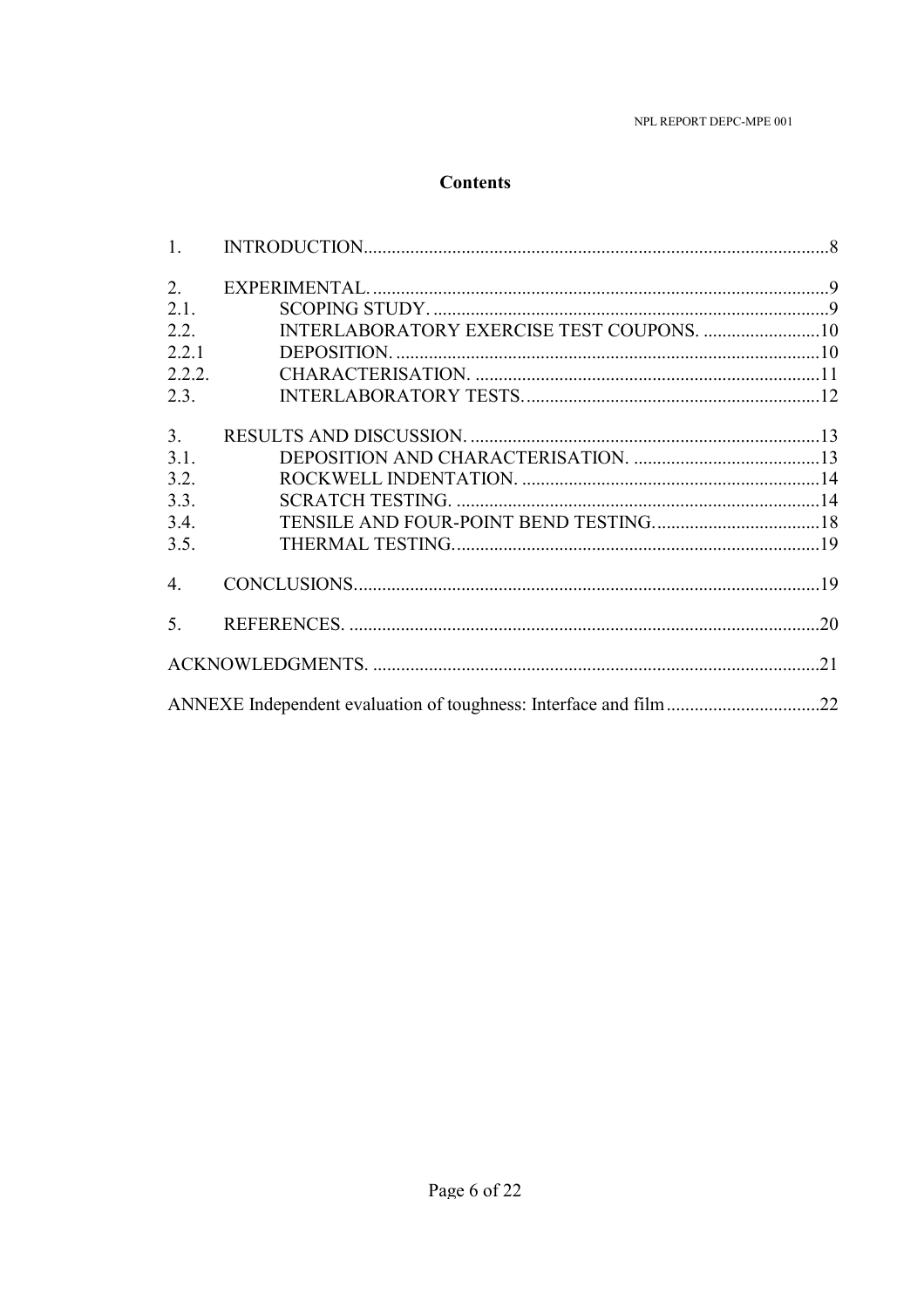## Contents

1. INTRODUCTION....................................................................................................8

2. EXPERIMENTAL. ..................................................................................................9
   - 2.1. SCOPING STUDY. .....................................................................................9
   - 2.2. INTERLABORATORY EXERCISE TEST COUPONS. ..........................10
   - 2.2.1 DEPOSITION. ...........................................................................................10
   - 2.2.2. CHARACTERISATION. ...........................................................................11
   - 2.3. INTERLABORATORY TESTS. ................................................................12

3. RESULTS AND DISCUSSION. ............................................................................13
   - 3.1. DEPOSITION AND CHARACTERISATION. .........................................13
   - 3.2. ROCKWELL INDENTATION. ................................................................14
   - 3.3. SCRATCH TESTING. ..............................................................................14
   - 3.4. TENSILE AND FOUR-POINT BEND TESTING. ...................................18
   - 3.5. THERMAL TESTING. ...............................................................................19

4. CONCLUSIONS. ...................................................................................................19

5. REFERENCES. .....................................................................................................20

ACKNOWLEDGMENTS. ...............................................................................................21

ANNEXE Independent evaluation of toughness: Interface and film .................................22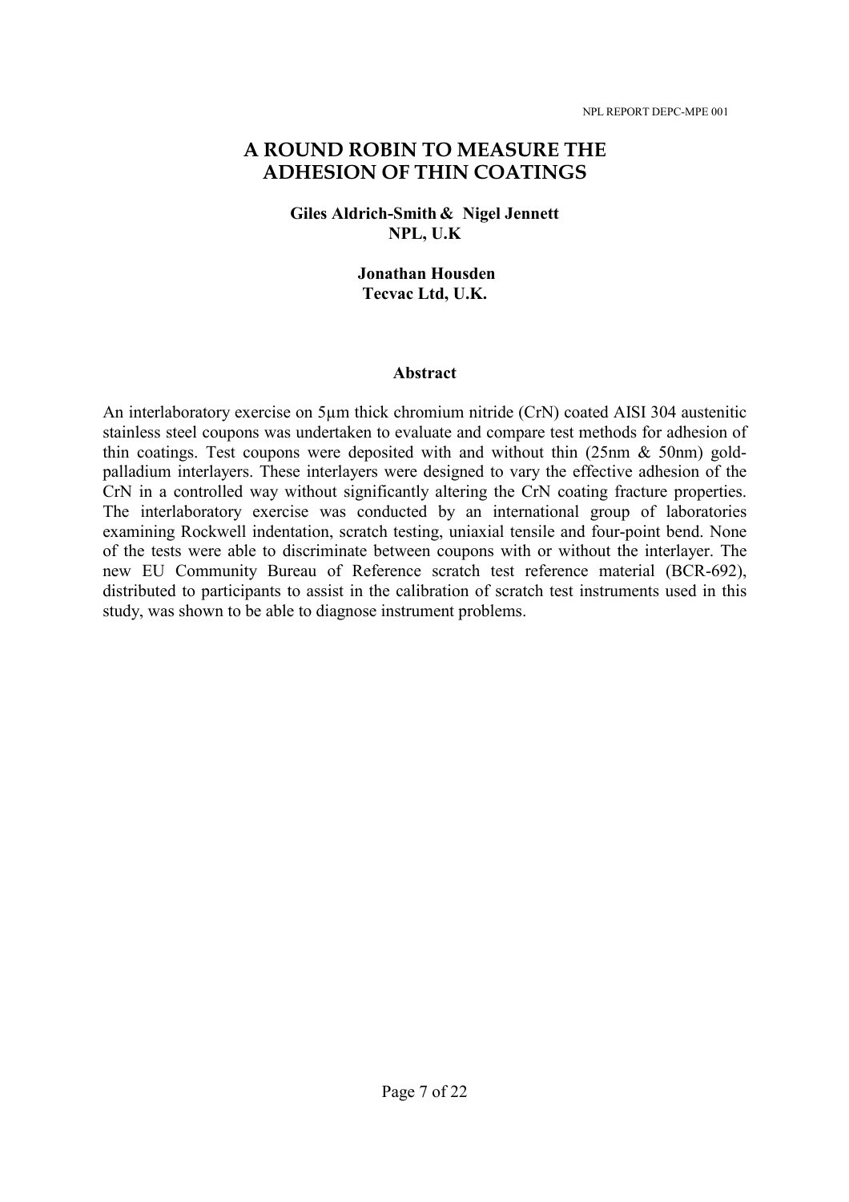# A ROUND ROBIN TO MEASURE THE ADHESION OF THIN COATINGS

**Giles Aldrich-Smith & Nigel Jennett**
**NPL, U.K**

**Jonathan Housden**
**Tecvac Ltd, U.K.**

## Abstract

An interlaboratory exercise on 5µm thick chromium nitride (CrN) coated AISI 304 austenitic stainless steel coupons was undertaken to evaluate and compare test methods for adhesion of thin coatings. Test coupons were deposited with and without thin (25nm & 50nm) gold-palladium interlayers. These interlayers were designed to vary the effective adhesion of the CrN in a controlled way without significantly altering the CrN coating fracture properties. The interlaboratory exercise was conducted by an international group of laboratories examining Rockwell indentation, scratch testing, uniaxial tensile and four-point bend. None of the tests were able to discriminate between coupons with or without the interlayer. The new EU Community Bureau of Reference scratch test reference material (BCR-692), distributed to participants to assist in the calibration of scratch test instruments used in this study, was shown to be able to diagnose instrument problems.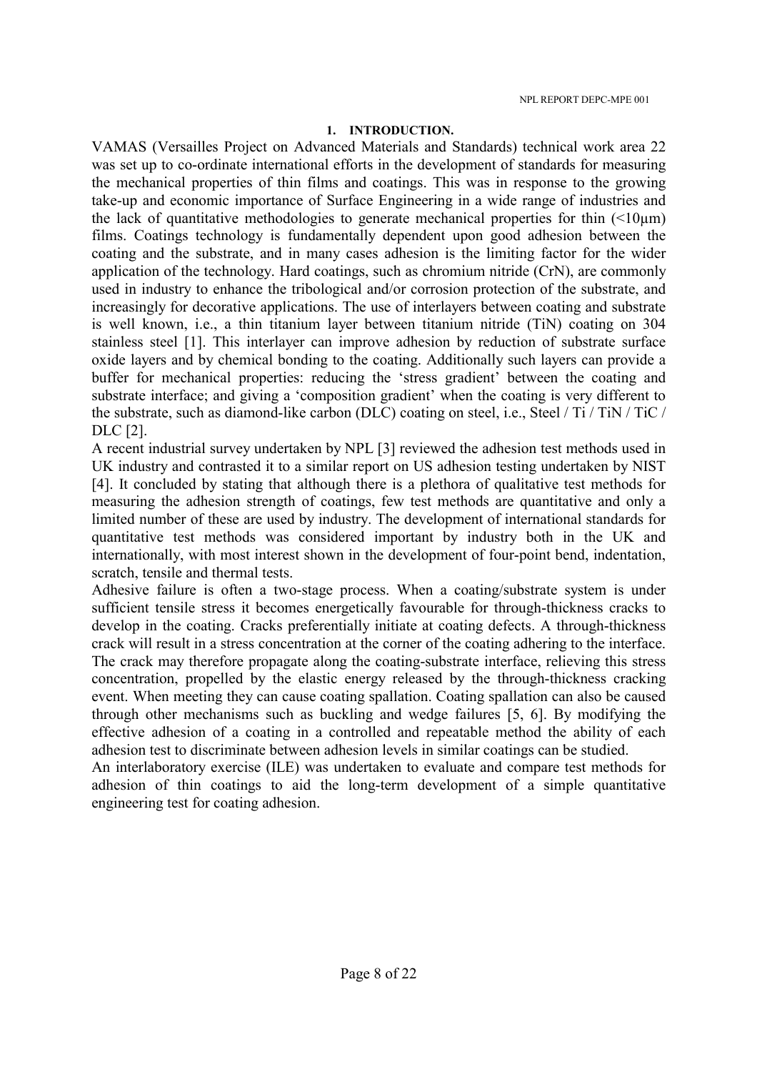## 1. INTRODUCTION.

VAMAS (Versailles Project on Advanced Materials and Standards) technical work area 22 was set up to co-ordinate international efforts in the development of standards for measuring the mechanical properties of thin films and coatings. This was in response to the growing take-up and economic importance of Surface Engineering in a wide range of industries and the lack of quantitative methodologies to generate mechanical properties for thin (<10μm) films. Coatings technology is fundamentally dependent upon good adhesion between the coating and the substrate, and in many cases adhesion is the limiting factor for the wider application of the technology. Hard coatings, such as chromium nitride (CrN), are commonly used in industry to enhance the tribological and/or corrosion protection of the substrate, and increasingly for decorative applications. The use of interlayers between coating and substrate is well known, i.e., a thin titanium layer between titanium nitride (TiN) coating on 304 stainless steel [1]. This interlayer can improve adhesion by reduction of substrate surface oxide layers and by chemical bonding to the coating. Additionally such layers can provide a buffer for mechanical properties: reducing the 'stress gradient' between the coating and substrate interface; and giving a 'composition gradient' when the coating is very different to the substrate, such as diamond-like carbon (DLC) coating on steel, i.e., Steel / Ti / TiN / TiC / DLC [2].

A recent industrial survey undertaken by NPL [3] reviewed the adhesion test methods used in UK industry and contrasted it to a similar report on US adhesion testing undertaken by NIST [4]. It concluded by stating that although there is a plethora of qualitative test methods for measuring the adhesion strength of coatings, few test methods are quantitative and only a limited number of these are used by industry. The development of international standards for quantitative test methods was considered important by industry both in the UK and internationally, with most interest shown in the development of four-point bend, indentation, scratch, tensile and thermal tests.

Adhesive failure is often a two-stage process. When a coating/substrate system is under sufficient tensile stress it becomes energetically favourable for through-thickness cracks to develop in the coating. Cracks preferentially initiate at coating defects. A through-thickness crack will result in a stress concentration at the corner of the coating adhering to the interface. The crack may therefore propagate along the coating-substrate interface, relieving this stress concentration, propelled by the elastic energy released by the through-thickness cracking event. When meeting they can cause coating spallation. Coating spallation can also be caused through other mechanisms such as buckling and wedge failures [5, 6]. By modifying the effective adhesion of a coating in a controlled and repeatable method the ability of each adhesion test to discriminate between adhesion levels in similar coatings can be studied.

An interlaboratory exercise (ILE) was undertaken to evaluate and compare test methods for adhesion of thin coatings to aid the long-term development of a simple quantitative engineering test for coating adhesion.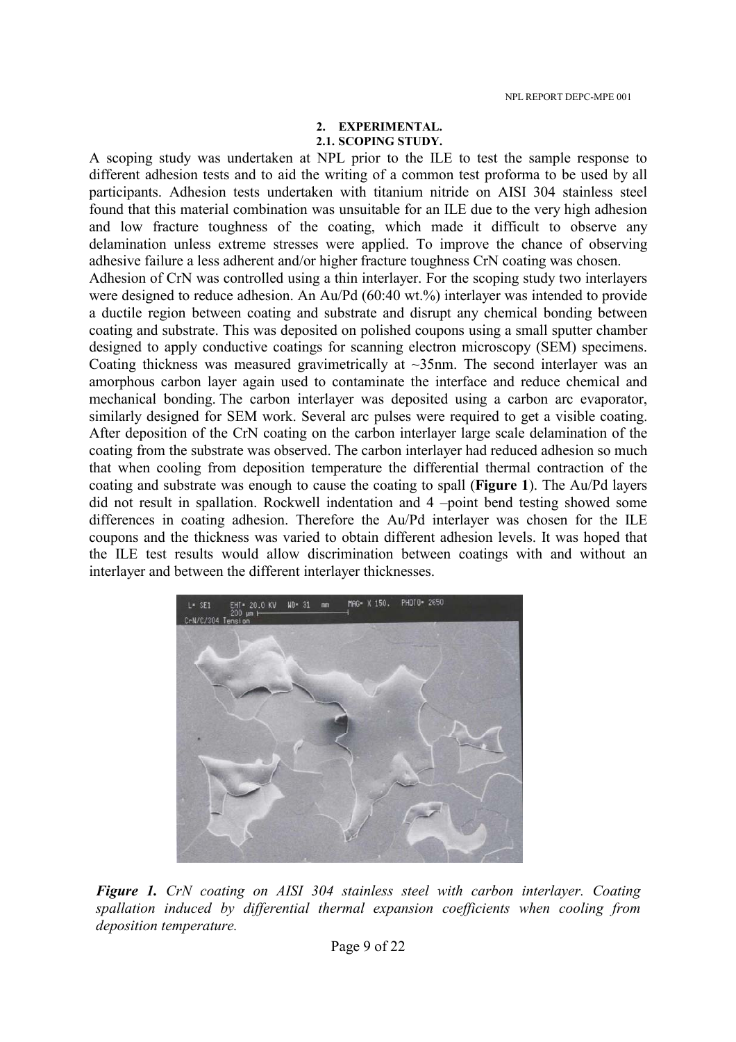## 2. EXPERIMENTAL.

### 2.1. SCOPING STUDY.

A scoping study was undertaken at NPL prior to the ILE to test the sample response to different adhesion tests and to aid the writing of a common test proforma to be used by all participants. Adhesion tests undertaken with titanium nitride on AISI 304 stainless steel found that this material combination was unsuitable for an ILE due to the very high adhesion and low fracture toughness of the coating, which made it difficult to observe any delamination unless extreme stresses were applied. To improve the chance of observing adhesive failure a less adherent and/or higher fracture toughness CrN coating was chosen.

Adhesion of CrN was controlled using a thin interlayer. For the scoping study two interlayers were designed to reduce adhesion. An Au/Pd (60:40 wt.%) interlayer was intended to provide a ductile region between coating and substrate and disrupt any chemical bonding between coating and substrate. This was deposited on polished coupons using a small sputter chamber designed to apply conductive coatings for scanning electron microscopy (SEM) specimens. Coating thickness was measured gravimetrically at ~35nm. The second interlayer was an amorphous carbon layer again used to contaminate the interface and reduce chemical and mechanical bonding. The carbon interlayer was deposited using a carbon arc evaporator, similarly designed for SEM work. Several arc pulses were required to get a visible coating. After deposition of the CrN coating on the carbon interlayer large scale delamination of the coating from the substrate was observed. The carbon interlayer had reduced adhesion so much that when cooling from deposition temperature the differential thermal contraction of the coating and substrate was enough to cause the coating to spall (**Figure 1**). The Au/Pd layers did not result in spallation. Rockwell indentation and 4 –point bend testing showed some differences in coating adhesion. Therefore the Au/Pd interlayer was chosen for the ILE coupons and the thickness was varied to obtain different adhesion levels. It was hoped that the ILE test results would allow discrimination between coatings with and without an interlayer and between the different interlayer thicknesses.

***Figure 1.*** *CrN coating on AISI 304 stainless steel with carbon interlayer. Coating spallation induced by differential thermal expansion coefficients when cooling from deposition temperature.*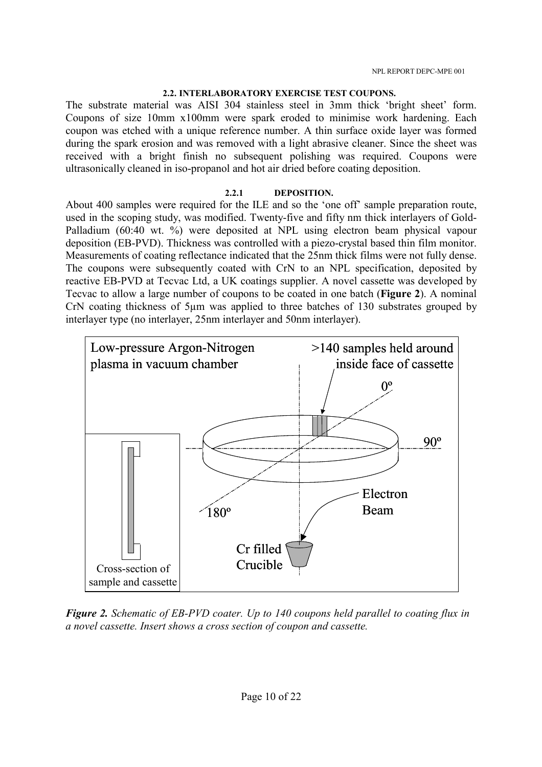### 2.2. INTERLABORATORY EXERCISE TEST COUPONS.

The substrate material was AISI 304 stainless steel in 3mm thick 'bright sheet' form. Coupons of size 10mm x100mm were spark eroded to minimise work hardening. Each coupon was etched with a unique reference number. A thin surface oxide layer was formed during the spark erosion and was removed with a light abrasive cleaner. Since the sheet was received with a bright finish no subsequent polishing was required. Coupons were ultrasonically cleaned in iso-propanol and hot air dried before coating deposition.

#### 2.2.1 DEPOSITION.

About 400 samples were required for the ILE and so the 'one off' sample preparation route, used in the scoping study, was modified. Twenty-five and fifty nm thick interlayers of Gold-Palladium (60:40 wt. %) were deposited at NPL using electron beam physical vapour deposition (EB-PVD). Thickness was controlled with a piezo-crystal based thin film monitor. Measurements of coating reflectance indicated that the 25nm thick films were not fully dense. The coupons were subsequently coated with CrN to an NPL specification, deposited by reactive EB-PVD at Tecvac Ltd, a UK coatings supplier. A novel cassette was developed by Tecvac to allow a large number of coupons to be coated in one batch (**Figure 2**). A nominal CrN coating thickness of 5µm was applied to three batches of 130 substrates grouped by interlayer type (no interlayer, 25nm interlayer and 50nm interlayer).

Low-pressure Argon-Nitrogen plasma in vacuum chamber

>140 samples held around inside face of cassette

0º

90º

180º

Electron Beam

Cr filled Crucible

Cross-section of sample and cassette

***Figure 2.*** *Schematic of EB-PVD coater. Up to 140 coupons held parallel to coating flux in a novel cassette. Insert shows a cross section of coupon and cassette.*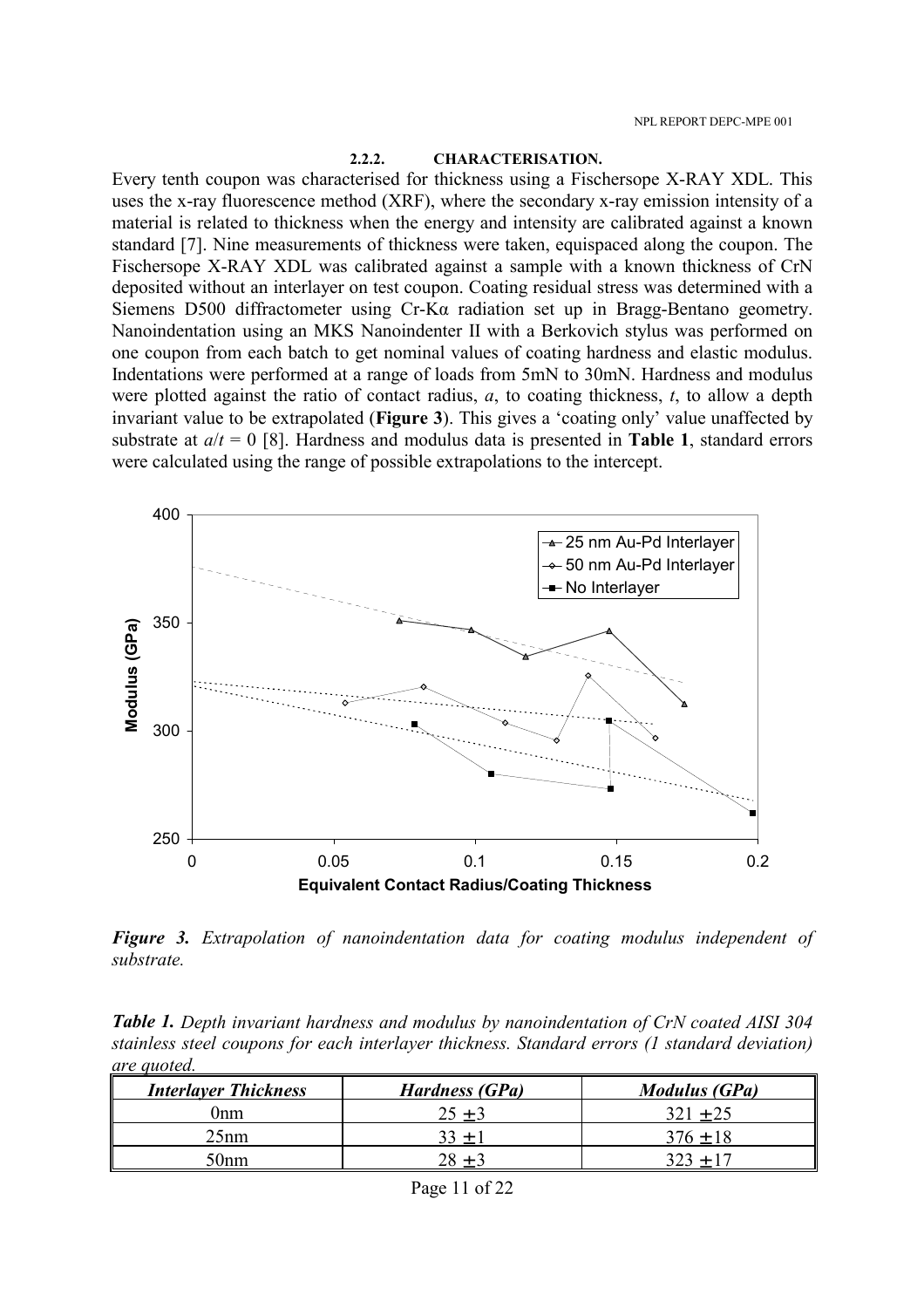#### 2.2.2. CHARACTERISATION.

Every tenth coupon was characterised for thickness using a Fischersope X-RAY XDL. This uses the x-ray fluorescence method (XRF), where the secondary x-ray emission intensity of a material is related to thickness when the energy and intensity are calibrated against a known standard [7]. Nine measurements of thickness were taken, equispaced along the coupon. The Fischersope X-RAY XDL was calibrated against a sample with a known thickness of CrN deposited without an interlayer on test coupon. Coating residual stress was determined with a Siemens D500 diffractometer using Cr-Kα radiation set up in Bragg-Bentano geometry. Nanoindentation using an MKS Nanoindenter II with a Berkovich stylus was performed on one coupon from each batch to get nominal values of coating hardness and elastic modulus. Indentations were performed at a range of loads from 5mN to 30mN. Hardness and modulus were plotted against the ratio of contact radius, $a$, to coating thickness, $t$, to allow a depth invariant value to be extrapolated (**Figure 3**). This gives a 'coating only' value unaffected by substrate at $a/t = 0$ [8]. Hardness and modulus data is presented in **Table 1**, standard errors were calculated using the range of possible extrapolations to the intercept.

***Figure 3.*** *Extrapolation of nanoindentation data for coating modulus independent of substrate.*

***Table 1.*** *Depth invariant hardness and modulus by nanoindentation of CrN coated AISI 304 stainless steel coupons for each interlayer thickness. Standard errors (1 standard deviation) are quoted.*

| *Interlayer Thickness* | *Hardness (GPa)* | *Modulus (GPa)* |
|---|---|---|
| 0nm | 25 ±3 | 321 ±25 |
| 25nm | 33 ±1 | 376 ±18 |
| 50nm | 28 ±3 | 323 ±17 |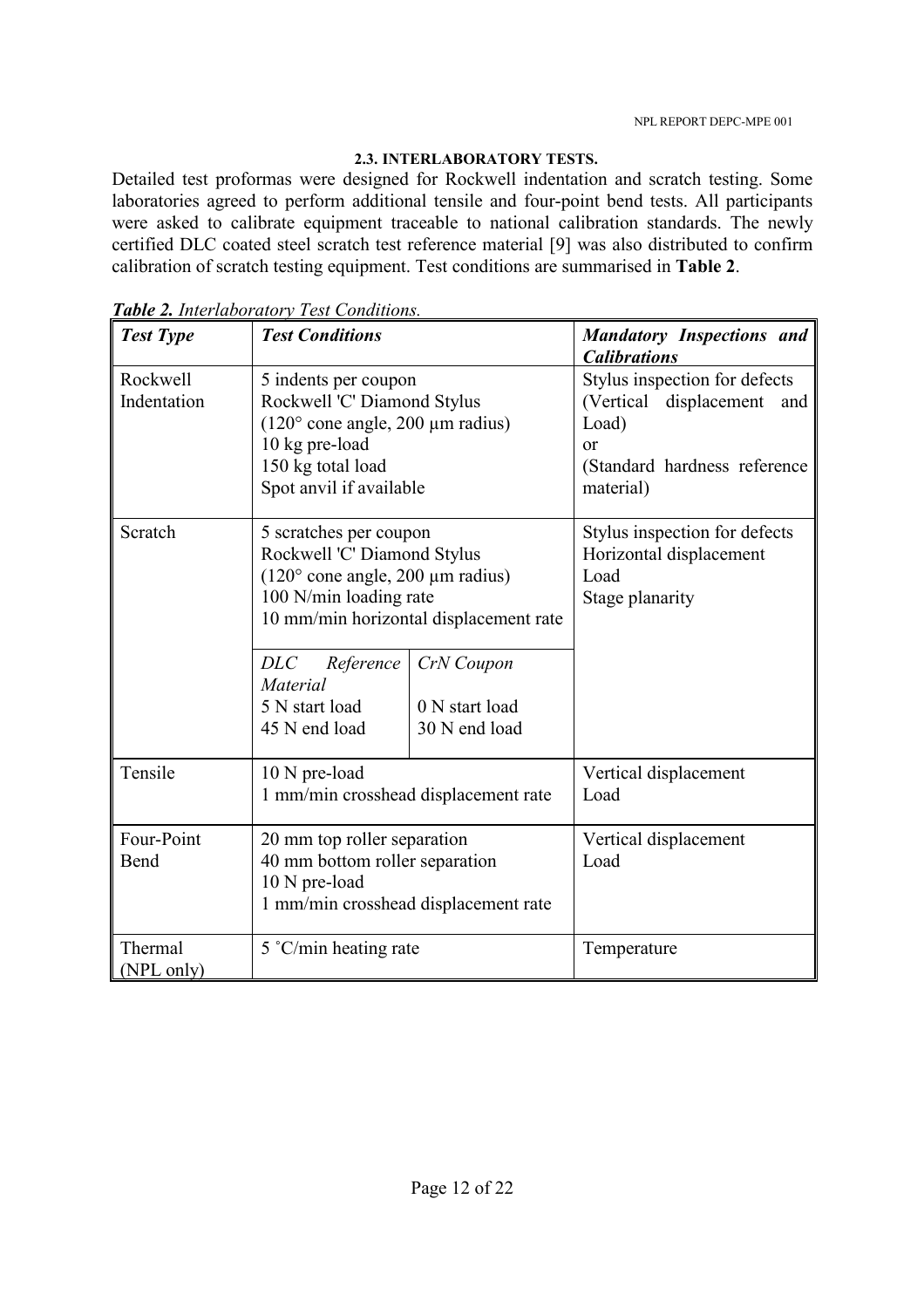### 2.3. INTERLABORATORY TESTS.

Detailed test proformas were designed for Rockwell indentation and scratch testing. Some laboratories agreed to perform additional tensile and four-point bend tests. All participants were asked to calibrate equipment traceable to national calibration standards. The newly certified DLC coated steel scratch test reference material [9] was also distributed to confirm calibration of scratch testing equipment. Test conditions are summarised in **Table 2**.

***Table 2.*** *Interlaboratory Test Conditions.*

| *Test Type* | *Test Conditions* | | *Mandatory Inspections and Calibrations* |
|---|---|---|---|
| Rockwell Indentation | 5 indents per coupon<br>Rockwell 'C' Diamond Stylus<br>(120° cone angle, 200 µm radius)<br>10 kg pre-load<br>150 kg total load<br>Spot anvil if available | | Stylus inspection for defects<br>(Vertical displacement and Load)<br>or<br>(Standard hardness reference material) |
| Scratch | 5 scratches per coupon<br>Rockwell 'C' Diamond Stylus<br>(120° cone angle, 200 µm radius)<br>100 N/min loading rate<br>10 mm/min horizontal displacement rate | | Stylus inspection for defects<br>Horizontal displacement<br>Load<br>Stage planarity |
| | *DLC Reference Material*<br>5 N start load<br>45 N end load | *CrN Coupon*<br>0 N start load<br>30 N end load | |
| Tensile | 10 N pre-load<br>1 mm/min crosshead displacement rate | | Vertical displacement<br>Load |
| Four-Point Bend | 20 mm top roller separation<br>40 mm bottom roller separation<br>10 N pre-load<br>1 mm/min crosshead displacement rate | | Vertical displacement<br>Load |
| Thermal (NPL only) | 5 °C/min heating rate | | Temperature |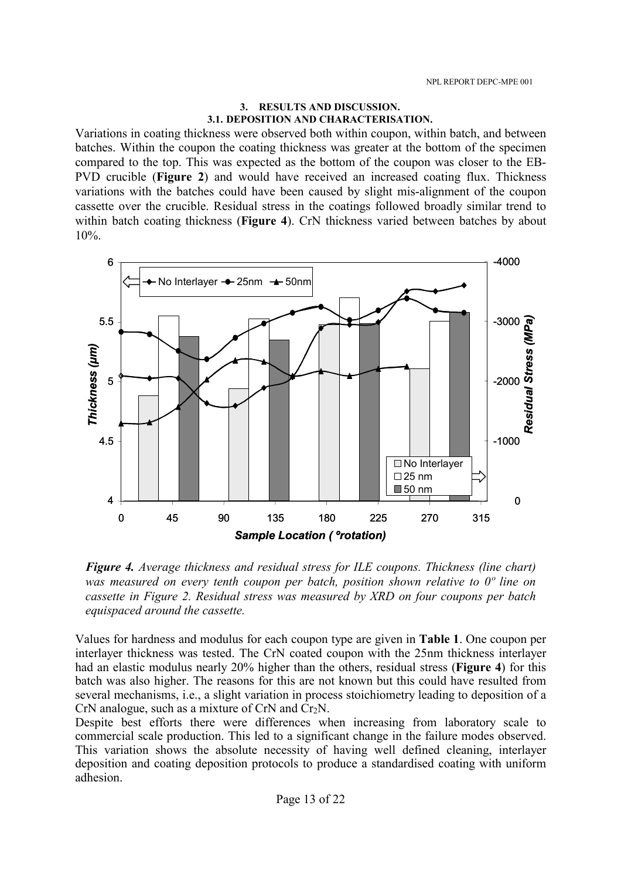## 3. RESULTS AND DISCUSSION.

### 3.1. DEPOSITION AND CHARACTERISATION.

Variations in coating thickness were observed both within coupon, within batch, and between batches. Within the coupon the coating thickness was greater at the bottom of the specimen compared to the top. This was expected as the bottom of the coupon was closer to the EB-PVD crucible (**Figure 2**) and would have received an increased coating flux. Thickness variations with the batches could have been caused by slight mis-alignment of the coupon cassette over the crucible. Residual stress in the coatings followed broadly similar trend to within batch coating thickness (**Figure 4**). CrN thickness varied between batches by about 10%.

***Figure 4.*** *Average thickness and residual stress for ILE coupons. Thickness (line chart) was measured on every tenth coupon per batch, position shown relative to 0º line on cassette in Figure 2. Residual stress was measured by XRD on four coupons per batch equispaced around the cassette.*

Values for hardness and modulus for each coupon type are given in **Table 1**. One coupon per interlayer thickness was tested. The CrN coated coupon with the 25nm thickness interlayer had an elastic modulus nearly 20% higher than the others, residual stress (**Figure 4**) for this batch was also higher. The reasons for this are not known but this could have resulted from several mechanisms, i.e., a slight variation in process stoichiometry leading to deposition of a CrN analogue, such as a mixture of CrN and $Cr_2N$.

Despite best efforts there were differences when increasing from laboratory scale to commercial scale production. This led to a significant change in the failure modes observed. This variation shows the absolute necessity of having well defined cleaning, interlayer deposition and coating deposition protocols to produce a standardised coating with uniform adhesion.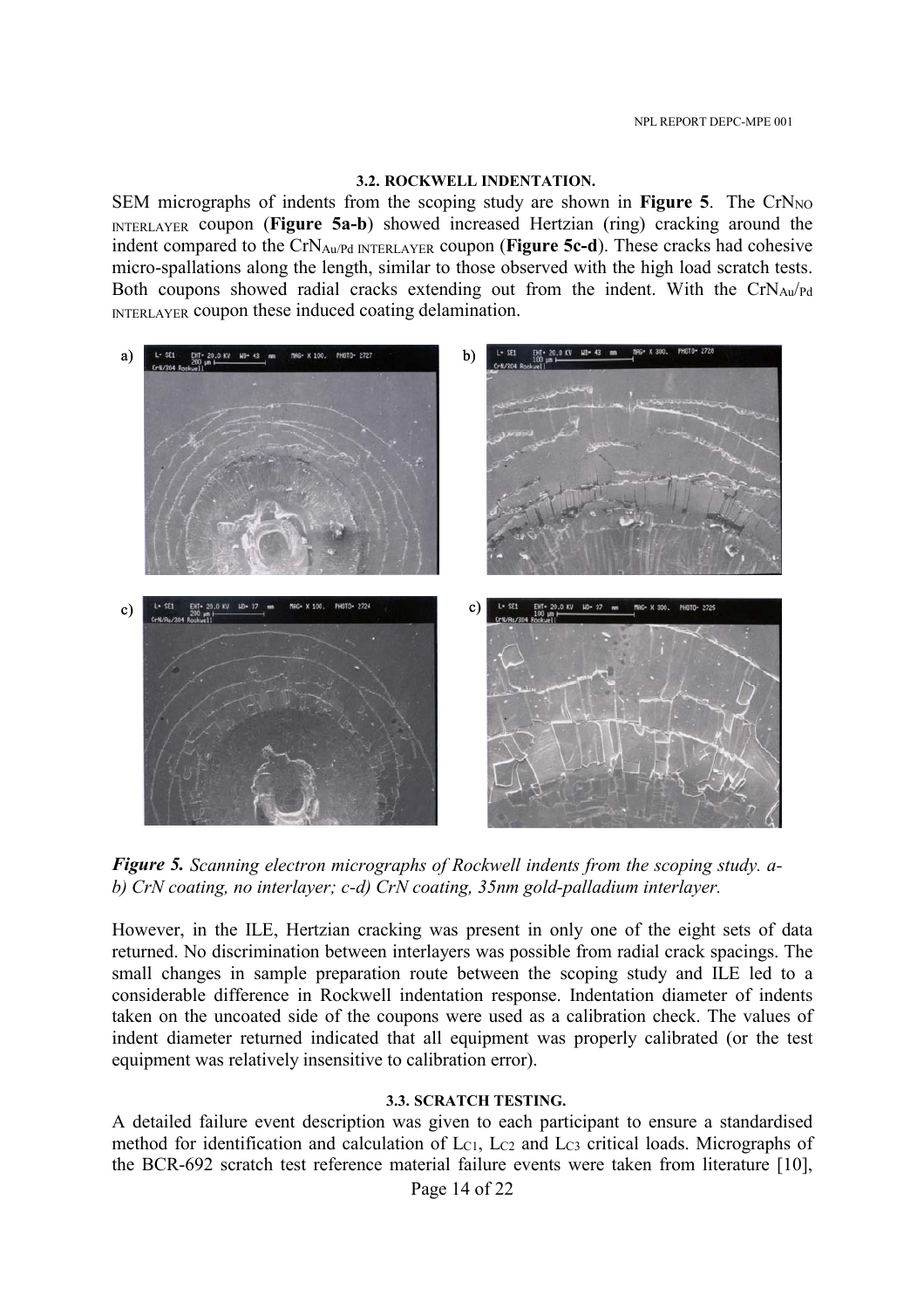### 3.2. ROCKWELL INDENTATION.

SEM micrographs of indents from the scoping study are shown in **Figure 5**. The $CrN_{NO\ INTERLAYER}$ coupon (**Figure 5a-b**) showed increased Hertzian (ring) cracking around the indent compared to the $CrN_{Au/Pd\ INTERLAYER}$ coupon (**Figure 5c-d**). These cracks had cohesive micro-spallations along the length, similar to those observed with the high load scratch tests. Both coupons showed radial cracks extending out from the indent. With the $CrN_{Au/Pd\ INTERLAYER}$ coupon these induced coating delamination.

***Figure 5.*** *Scanning electron micrographs of Rockwell indents from the scoping study. a-b) CrN coating, no interlayer; c-d) CrN coating, 35nm gold-palladium interlayer.*

However, in the ILE, Hertzian cracking was present in only one of the eight sets of data returned. No discrimination between interlayers was possible from radial crack spacings. The small changes in sample preparation route between the scoping study and ILE led to a considerable difference in Rockwell indentation response. Indentation diameter of indents taken on the uncoated side of the coupons were used as a calibration check. The values of indent diameter returned indicated that all equipment was properly calibrated (or the test equipment was relatively insensitive to calibration error).

### 3.3. SCRATCH TESTING.

A detailed failure event description was given to each participant to ensure a standardised method for identification and calculation of $L_{C1}$, $L_{C2}$ and $L_{C3}$ critical loads. Micrographs of the BCR-692 scratch test reference material failure events were taken from literature [10],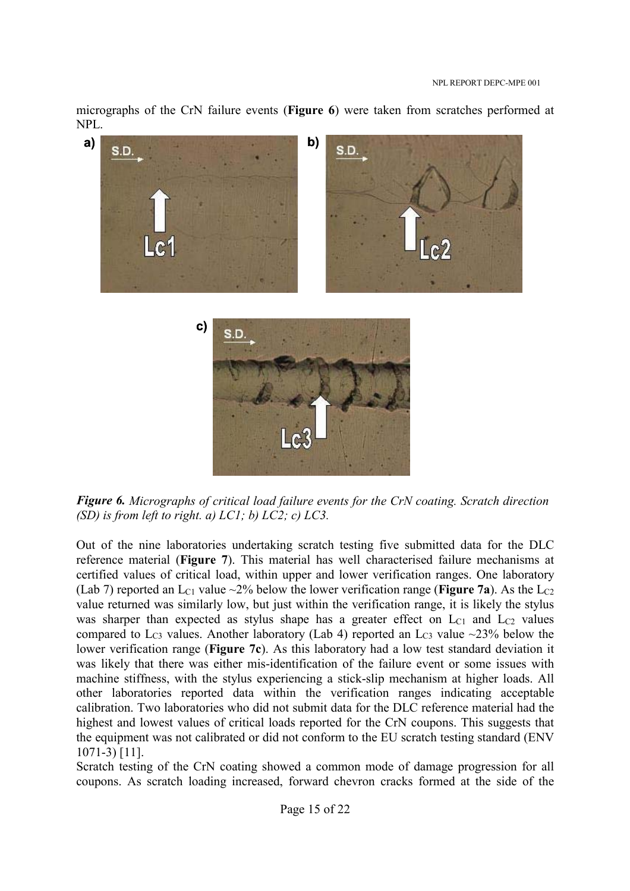micrographs of the CrN failure events (**Figure 6**) were taken from scratches performed at NPL.

*__Figure 6.__ Micrographs of critical load failure events for the CrN coating. Scratch direction (SD) is from left to right. a) LC1; b) LC2; c) LC3.*

Out of the nine laboratories undertaking scratch testing five submitted data for the DLC reference material (**Figure 7**). This material has well characterised failure mechanisms at certified values of critical load, within upper and lower verification ranges. One laboratory (Lab 7) reported an $L_{C1}$ value ~2% below the lower verification range (**Figure 7a**). As the $L_{C2}$ value returned was similarly low, but just within the verification range, it is likely the stylus was sharper than expected as stylus shape has a greater effect on $L_{C1}$ and $L_{C2}$ values compared to $L_{C3}$ values. Another laboratory (Lab 4) reported an $L_{C3}$ value ~23% below the lower verification range (**Figure 7c**). As this laboratory had a low test standard deviation it was likely that there was either mis-identification of the failure event or some issues with machine stiffness, with the stylus experiencing a stick-slip mechanism at higher loads. All other laboratories reported data within the verification ranges indicating acceptable calibration. Two laboratories who did not submit data for the DLC reference material had the highest and lowest values of critical loads reported for the CrN coupons. This suggests that the equipment was not calibrated or did not conform to the EU scratch testing standard (ENV 1071-3) [11].

Scratch testing of the CrN coating showed a common mode of damage progression for all coupons. As scratch loading increased, forward chevron cracks formed at the side of the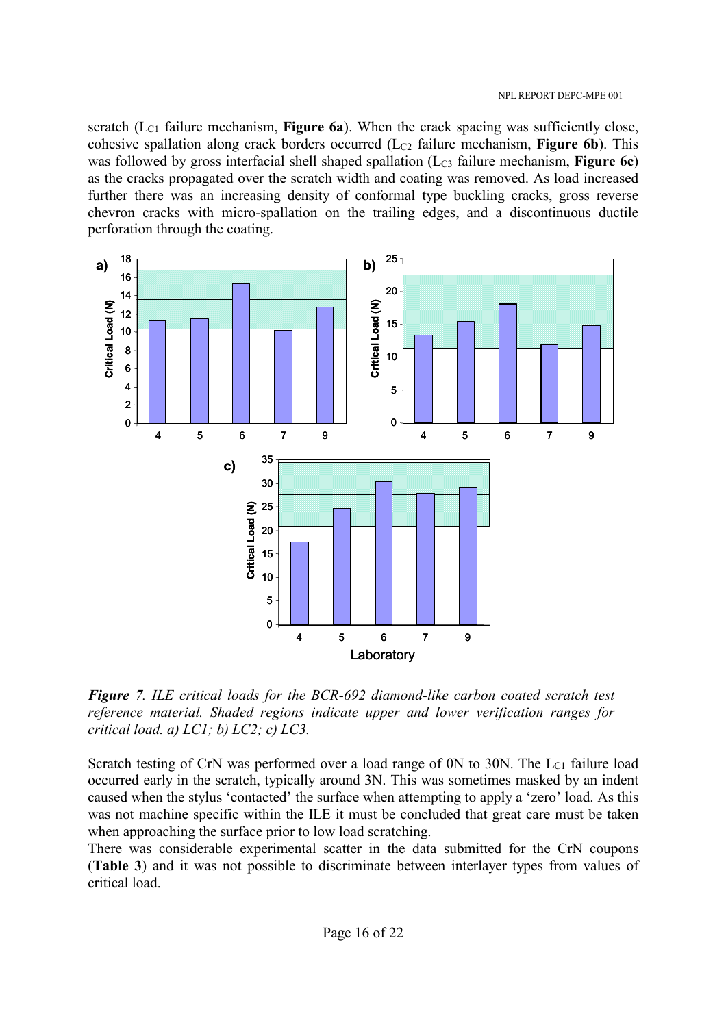scratch ($L_{C1}$ failure mechanism, **Figure 6a**). When the crack spacing was sufficiently close, cohesive spallation along crack borders occurred ($L_{C2}$ failure mechanism, **Figure 6b**). This was followed by gross interfacial shell shaped spallation ($L_{C3}$ failure mechanism, **Figure 6c**) as the cracks propagated over the scratch width and coating was removed. As load increased further there was an increasing density of conformal type buckling cracks, gross reverse chevron cracks with micro-spallation on the trailing edges, and a discontinuous ductile perforation through the coating.

***Figure 7**. ILE critical loads for the BCR-692 diamond-like carbon coated scratch test reference material. Shaded regions indicate upper and lower verification ranges for critical load. a) LC1; b) LC2; c) LC3.*

Scratch testing of CrN was performed over a load range of 0N to 30N. The $L_{C1}$ failure load occurred early in the scratch, typically around 3N. This was sometimes masked by an indent caused when the stylus 'contacted' the surface when attempting to apply a 'zero' load. As this was not machine specific within the ILE it must be concluded that great care must be taken when approaching the surface prior to low load scratching.

There was considerable experimental scatter in the data submitted for the CrN coupons (**Table 3**) and it was not possible to discriminate between interlayer types from values of critical load.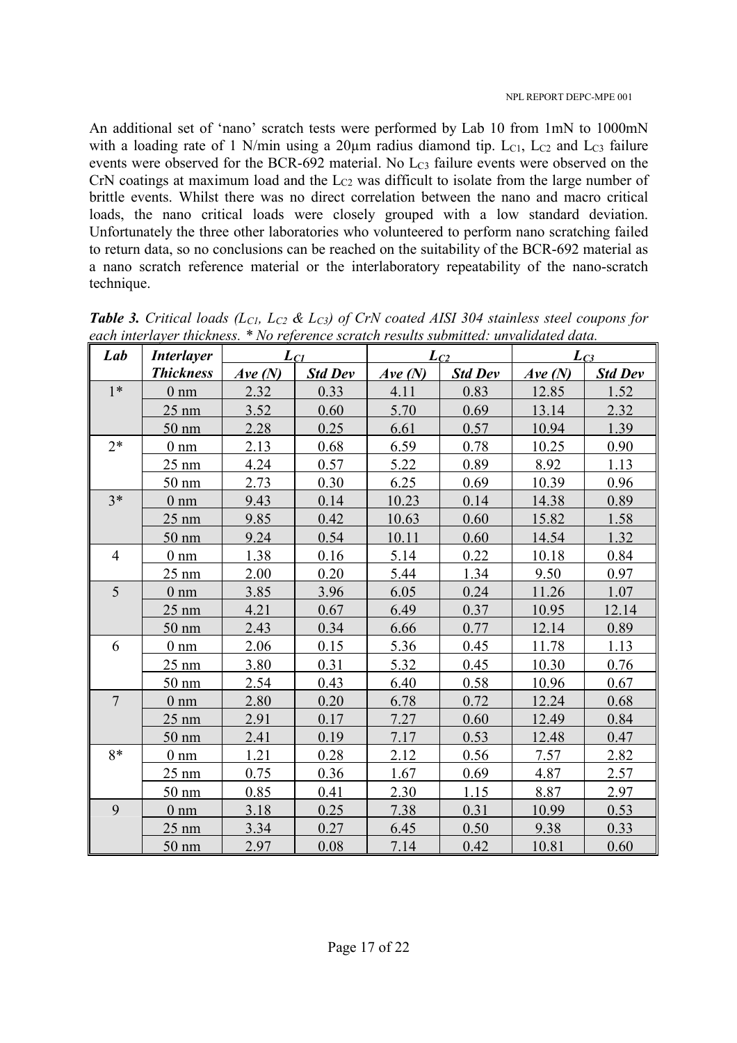An additional set of 'nano' scratch tests were performed by Lab 10 from 1mN to 1000mN with a loading rate of 1 N/min using a 20µm radius diamond tip. $L_{C1}$, $L_{C2}$ and $L_{C3}$ failure events were observed for the BCR-692 material. No $L_{C3}$ failure events were observed on the CrN coatings at maximum load and the $L_{C2}$ was difficult to isolate from the large number of brittle events. Whilst there was no direct correlation between the nano and macro critical loads, the nano critical loads were closely grouped with a low standard deviation. Unfortunately the three other laboratories who volunteered to perform nano scratching failed to return data, so no conclusions can be reached on the suitability of the BCR-692 material as a nano scratch reference material or the interlaboratory repeatability of the nano-scratch technique.

***Table 3.*** *Critical loads ($L_{C1}$, $L_{C2}$ & $L_{C3}$) of CrN coated AISI 304 stainless steel coupons for each interlayer thickness. * No reference scratch results submitted: unvalidated data.*

| Lab | Interlayer Thickness | $L_{C1}$ | | $L_{C2}$ | | $L_{C3}$ | |
|---|---|---|---|---|---|---|---|
| | | Ave (N) | Std Dev | Ave (N) | Std Dev | Ave (N) | Std Dev |
| 1* | 0 nm | 2.32 | 0.33 | 4.11 | 0.83 | 12.85 | 1.52 |
| | 25 nm | 3.52 | 0.60 | 5.70 | 0.69 | 13.14 | 2.32 |
| | 50 nm | 2.28 | 0.25 | 6.61 | 0.57 | 10.94 | 1.39 |
| 2* | 0 nm | 2.13 | 0.68 | 6.59 | 0.78 | 10.25 | 0.90 |
| | 25 nm | 4.24 | 0.57 | 5.22 | 0.89 | 8.92 | 1.13 |
| | 50 nm | 2.73 | 0.30 | 6.25 | 0.69 | 10.39 | 0.96 |
| 3* | 0 nm | 9.43 | 0.14 | 10.23 | 0.14 | 14.38 | 0.89 |
| | 25 nm | 9.85 | 0.42 | 10.63 | 0.60 | 15.82 | 1.58 |
| | 50 nm | 9.24 | 0.54 | 10.11 | 0.60 | 14.54 | 1.32 |
| 4 | 0 nm | 1.38 | 0.16 | 5.14 | 0.22 | 10.18 | 0.84 |
| | 25 nm | 2.00 | 0.20 | 5.44 | 1.34 | 9.50 | 0.97 |
| 5 | 0 nm | 3.85 | 3.96 | 6.05 | 0.24 | 11.26 | 1.07 |
| | 25 nm | 4.21 | 0.67 | 6.49 | 0.37 | 10.95 | 12.14 |
| | 50 nm | 2.43 | 0.34 | 6.66 | 0.77 | 12.14 | 0.89 |
| 6 | 0 nm | 2.06 | 0.15 | 5.36 | 0.45 | 11.78 | 1.13 |
| | 25 nm | 3.80 | 0.31 | 5.32 | 0.45 | 10.30 | 0.76 |
| | 50 nm | 2.54 | 0.43 | 6.40 | 0.58 | 10.96 | 0.67 |
| 7 | 0 nm | 2.80 | 0.20 | 6.78 | 0.72 | 12.24 | 0.68 |
| | 25 nm | 2.91 | 0.17 | 7.27 | 0.60 | 12.49 | 0.84 |
| | 50 nm | 2.41 | 0.19 | 7.17 | 0.53 | 12.48 | 0.47 |
| 8* | 0 nm | 1.21 | 0.28 | 2.12 | 0.56 | 7.57 | 2.82 |
| | 25 nm | 0.75 | 0.36 | 1.67 | 0.69 | 4.87 | 2.57 |
| | 50 nm | 0.85 | 0.41 | 2.30 | 1.15 | 8.87 | 2.97 |
| 9 | 0 nm | 3.18 | 0.25 | 7.38 | 0.31 | 10.99 | 0.53 |
| | 25 nm | 3.34 | 0.27 | 6.45 | 0.50 | 9.38 | 0.33 |
| | 50 nm | 2.97 | 0.08 | 7.14 | 0.42 | 10.81 | 0.60 |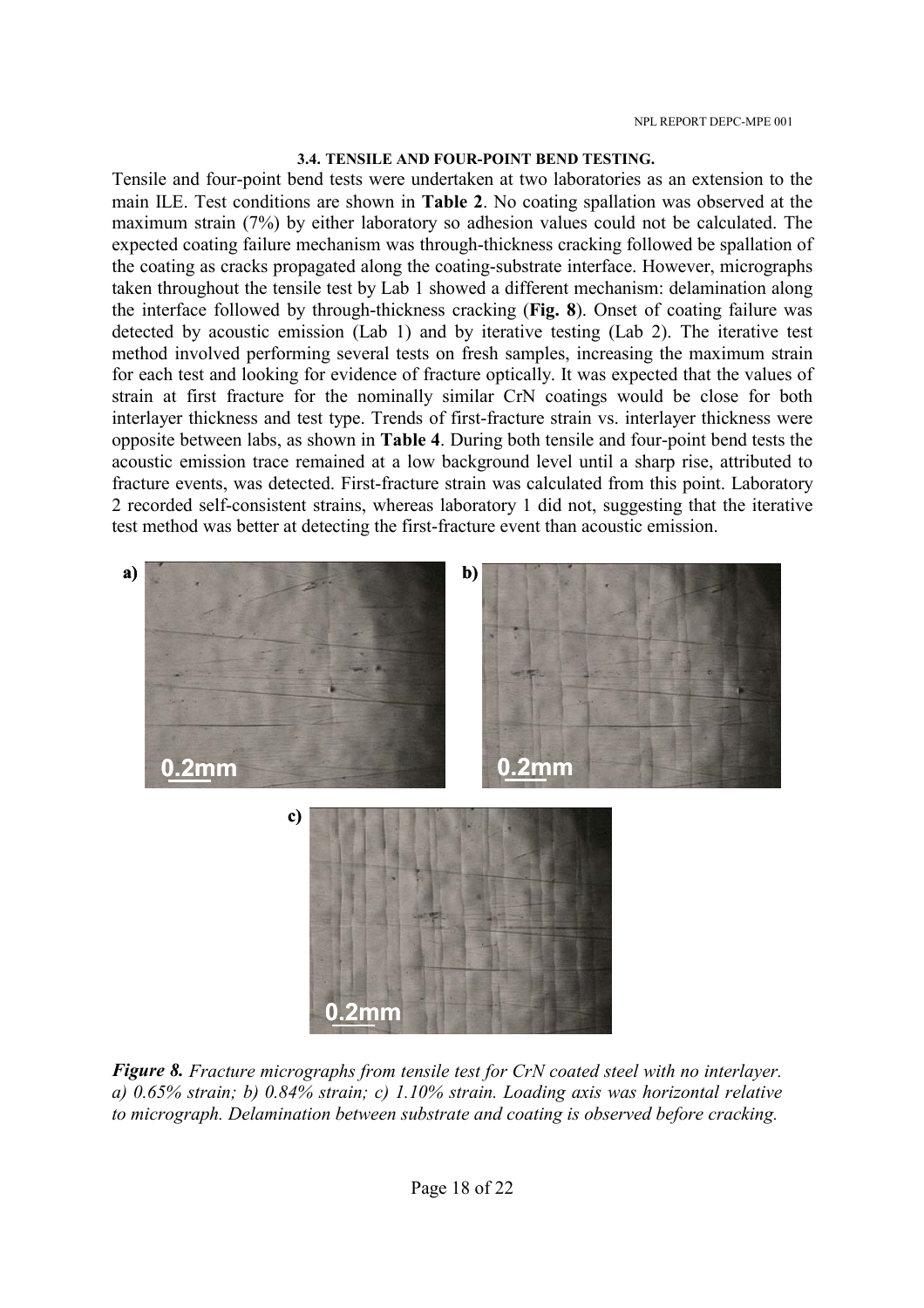### 3.4. TENSILE AND FOUR-POINT BEND TESTING.

Tensile and four-point bend tests were undertaken at two laboratories as an extension to the main ILE. Test conditions are shown in **Table 2**. No coating spallation was observed at the maximum strain (7%) by either laboratory so adhesion values could not be calculated. The expected coating failure mechanism was through-thickness cracking followed be spallation of the coating as cracks propagated along the coating-substrate interface. However, micrographs taken throughout the tensile test by Lab 1 showed a different mechanism: delamination along the interface followed by through-thickness cracking (**Fig. 8**). Onset of coating failure was detected by acoustic emission (Lab 1) and by iterative testing (Lab 2). The iterative test method involved performing several tests on fresh samples, increasing the maximum strain for each test and looking for evidence of fracture optically. It was expected that the values of strain at first fracture for the nominally similar CrN coatings would be close for both interlayer thickness and test type. Trends of first-fracture strain vs. interlayer thickness were opposite between labs, as shown in **Table 4**. During both tensile and four-point bend tests the acoustic emission trace remained at a low background level until a sharp rise, attributed to fracture events, was detected. First-fracture strain was calculated from this point. Laboratory 2 recorded self-consistent strains, whereas laboratory 1 did not, suggesting that the iterative test method was better at detecting the first-fracture event than acoustic emission.

***Figure 8.*** *Fracture micrographs from tensile test for CrN coated steel with no interlayer. a) 0.65% strain; b) 0.84% strain; c) 1.10% strain. Loading axis was horizontal relative to micrograph. Delamination between substrate and coating is observed before cracking.*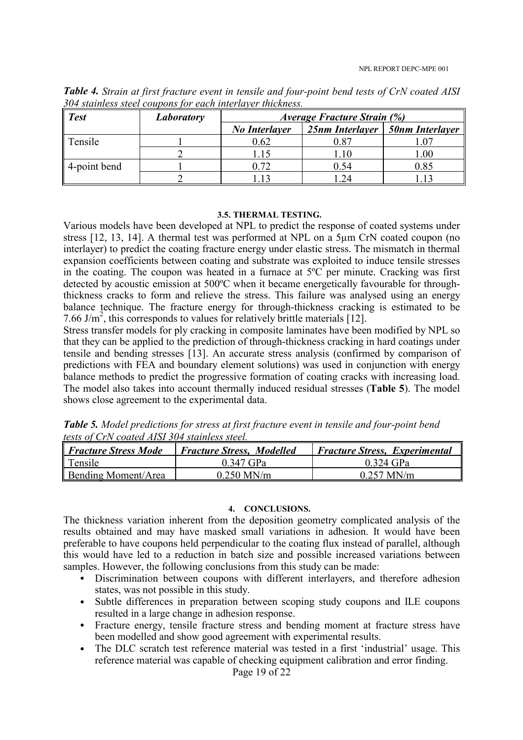***Table 4.*** *Strain at first fracture event in tensile and four-point bend tests of CrN coated AISI 304 stainless steel coupons for each interlayer thickness.*

| ***Test*** | ***Laboratory*** | ***Average Fracture Strain (%)*** | | |
|---|---|---|---|---|
| | | ***No Interlayer*** | ***25nm Interlayer*** | ***50nm Interlayer*** |
| Tensile | 1 | 0.62 | 0.87 | 1.07 |
| | 2 | 1.15 | 1.10 | 1.00 |
| 4-point bend | 1 | 0.72 | 0.54 | 0.85 |
| | 2 | 1.13 | 1.24 | 1.13 |

### 3.5. THERMAL TESTING.

Various models have been developed at NPL to predict the response of coated systems under stress [12, 13, 14]. A thermal test was performed at NPL on a 5µm CrN coated coupon (no interlayer) to predict the coating fracture energy under elastic stress. The mismatch in thermal expansion coefficients between coating and substrate was exploited to induce tensile stresses in the coating. The coupon was heated in a furnace at 5ºC per minute. Cracking was first detected by acoustic emission at 500ºC when it became energetically favourable for through-thickness cracks to form and relieve the stress. This failure was analysed using an energy balance technique. The fracture energy for through-thickness cracking is estimated to be 7.66 $J/m^2$, this corresponds to values for relatively brittle materials [12].

Stress transfer models for ply cracking in composite laminates have been modified by NPL so that they can be applied to the prediction of through-thickness cracking in hard coatings under tensile and bending stresses [13]. An accurate stress analysis (confirmed by comparison of predictions with FEA and boundary element solutions) was used in conjunction with energy balance methods to predict the progressive formation of coating cracks with increasing load. The model also takes into account thermally induced residual stresses (**Table 5**). The model shows close agreement to the experimental data.

***Table 5.*** *Model predictions for stress at first fracture event in tensile and four-point bend tests of CrN coated AISI 304 stainless steel.*

| ***Fracture Stress Mode*** | ***Fracture Stress, Modelled*** | ***Fracture Stress, Experimental*** |
|---|---|---|
| Tensile | 0.347 GPa | 0.324 GPa |
| Bending Moment/Area | 0.250 MN/m | 0.257 MN/m |

## 4. CONCLUSIONS.

The thickness variation inherent from the deposition geometry complicated analysis of the results obtained and may have masked small variations in adhesion. It would have been preferable to have coupons held perpendicular to the coating flux instead of parallel, although this would have led to a reduction in batch size and possible increased variations between samples. However, the following conclusions from this study can be made:

- Discrimination between coupons with different interlayers, and therefore adhesion states, was not possible in this study.
- Subtle differences in preparation between scoping study coupons and ILE coupons resulted in a large change in adhesion response.
- Fracture energy, tensile fracture stress and bending moment at fracture stress have been modelled and show good agreement with experimental results.
- The DLC scratch test reference material was tested in a first 'industrial' usage. This reference material was capable of checking equipment calibration and error finding.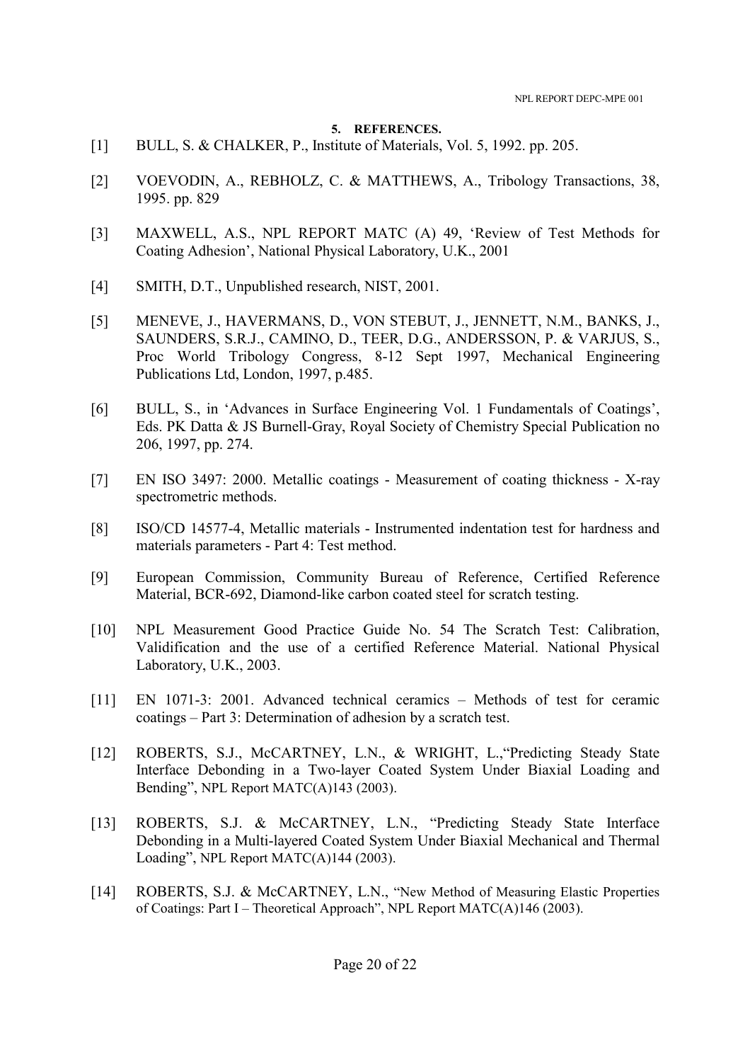## 5. REFERENCES.

[1] BULL, S. & CHALKER, P., Institute of Materials, Vol. 5, 1992. pp. 205.

[2] VOEVODIN, A., REBHOLZ, C. & MATTHEWS, A., Tribology Transactions, 38, 1995. pp. 829

[3] MAXWELL, A.S., NPL REPORT MATC (A) 49, 'Review of Test Methods for Coating Adhesion', National Physical Laboratory, U.K., 2001

[4] SMITH, D.T., Unpublished research, NIST, 2001.

[5] MENEVE, J., HAVERMANS, D., VON STEBUT, J., JENNETT, N.M., BANKS, J., SAUNDERS, S.R.J., CAMINO, D., TEER, D.G., ANDERSSON, P. & VARJUS, S., Proc World Tribology Congress, 8-12 Sept 1997, Mechanical Engineering Publications Ltd, London, 1997, p.485.

[6] BULL, S., in 'Advances in Surface Engineering Vol. 1 Fundamentals of Coatings', Eds. PK Datta & JS Burnell-Gray, Royal Society of Chemistry Special Publication no 206, 1997, pp. 274.

[7] EN ISO 3497: 2000. Metallic coatings - Measurement of coating thickness - X-ray spectrometric methods.

[8] ISO/CD 14577-4, Metallic materials - Instrumented indentation test for hardness and materials parameters - Part 4: Test method.

[9] European Commission, Community Bureau of Reference, Certified Reference Material, BCR-692, Diamond-like carbon coated steel for scratch testing.

[10] NPL Measurement Good Practice Guide No. 54 The Scratch Test: Calibration, Validification and the use of a certified Reference Material. National Physical Laboratory, U.K., 2003.

[11] EN 1071-3: 2001. Advanced technical ceramics – Methods of test for ceramic coatings – Part 3: Determination of adhesion by a scratch test.

[12] ROBERTS, S.J., McCARTNEY, L.N., & WRIGHT, L.,"Predicting Steady State Interface Debonding in a Two-layer Coated System Under Biaxial Loading and Bending", NPL Report MATC(A)143 (2003).

[13] ROBERTS, S.J. & McCARTNEY, L.N., "Predicting Steady State Interface Debonding in a Multi-layered Coated System Under Biaxial Mechanical and Thermal Loading", NPL Report MATC(A)144 (2003).

[14] ROBERTS, S.J. & McCARTNEY, L.N., "New Method of Measuring Elastic Properties of Coatings: Part I – Theoretical Approach", NPL Report MATC(A)146 (2003).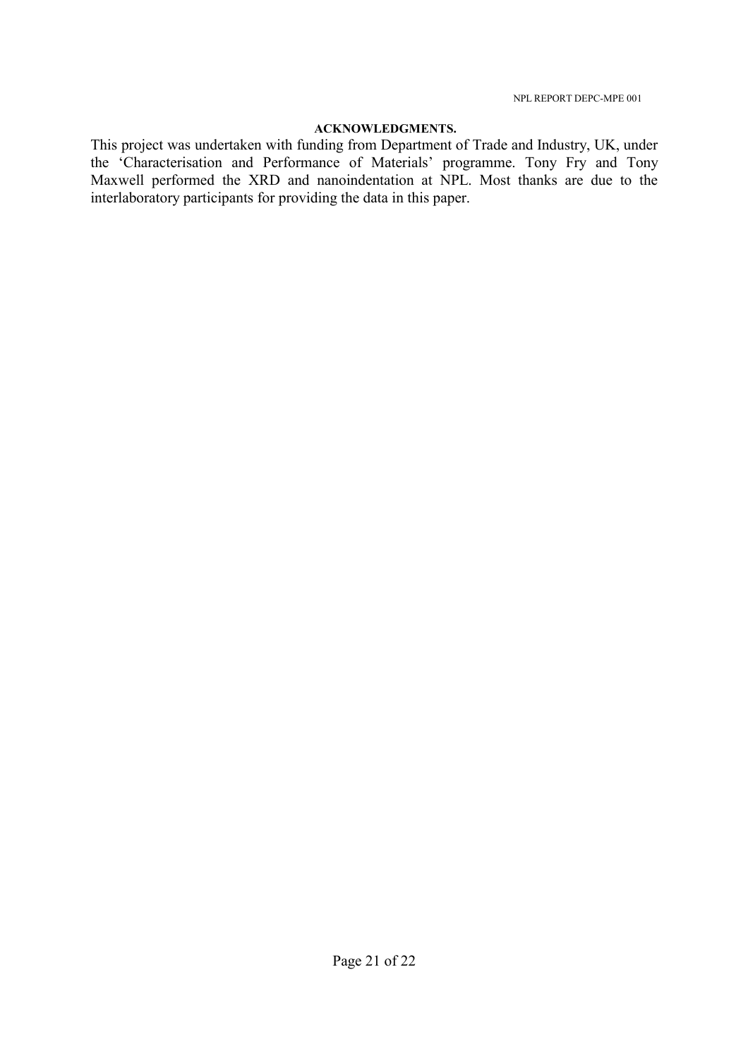## ACKNOWLEDGMENTS.

This project was undertaken with funding from Department of Trade and Industry, UK, under the 'Characterisation and Performance of Materials' programme. Tony Fry and Tony Maxwell performed the XRD and nanoindentation at NPL. Most thanks are due to the interlaboratory participants for providing the data in this paper.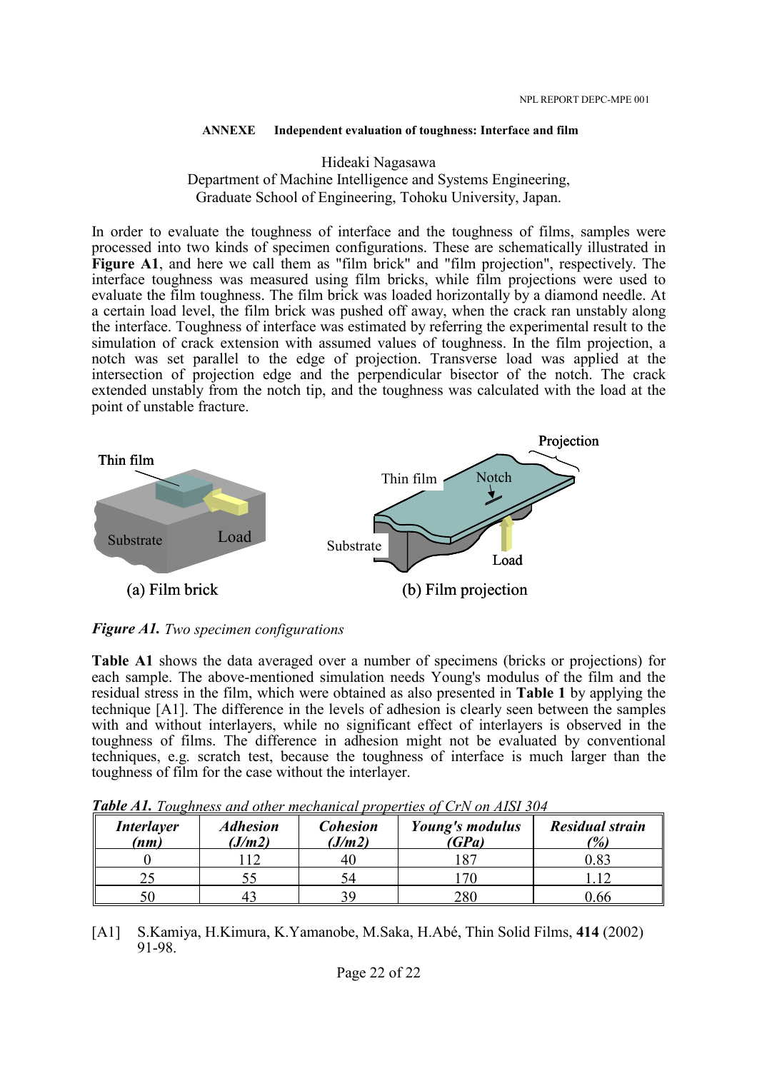**ANNEXE Independent evaluation of toughness: Interface and film**

Hideaki Nagasawa
Department of Machine Intelligence and Systems Engineering,
Graduate School of Engineering, Tohoku University, Japan.

In order to evaluate the toughness of interface and the toughness of films, samples were processed into two kinds of specimen configurations. These are schematically illustrated in **Figure A1**, and here we call them as "film brick" and "film projection", respectively. The interface toughness was measured using film bricks, while film projections were used to evaluate the film toughness. The film brick was loaded horizontally by a diamond needle. At a certain load level, the film brick was pushed off away, when the crack ran unstably along the interface. Toughness of interface was estimated by referring the experimental result to the simulation of crack extension with assumed values of toughness. In the film projection, a notch was set parallel to the edge of projection. Transverse load was applied at the intersection of projection edge and the perpendicular bisector of the notch. The crack extended unstably from the notch tip, and the toughness was calculated with the load at the point of unstable fracture.

Thin film
Substrate
Load
(a) Film brick

Projection
Thin film
Notch
Substrate
Load
(b) Film projection

***Figure A1.*** *Two specimen configurations*

**Table A1** shows the data averaged over a number of specimens (bricks or projections) for each sample. The above-mentioned simulation needs Young's modulus of the film and the residual stress in the film, which were obtained as also presented in **Table 1** by applying the technique [A1]. The difference in the levels of adhesion is clearly seen between the samples with and without interlayers, while no significant effect of interlayers is observed in the toughness of films. The difference in adhesion might not be evaluated by conventional techniques, e.g. scratch test, because the toughness of interface is much larger than the toughness of film for the case without the interlayer.

***Table A1.*** *Toughness and other mechanical properties of CrN on AISI 304*

| *Interlayer (nm)* | *Adhesion ($J/m^2$)* | *Cohesion ($J/m^2$)* | *Young's modulus (GPa)* | *Residual strain (%)* |
|---|---|---|---|---|
| 0 | 112 | 40 | 187 | 0.83 |
| 25 | 55 | 54 | 170 | 1.12 |
| 50 | 43 | 39 | 280 | 0.66 |

[A1] S.Kamiya, H.Kimura, K.Yamanobe, M.Saka, H.Abé, Thin Solid Films, **414** (2002) 91-98.